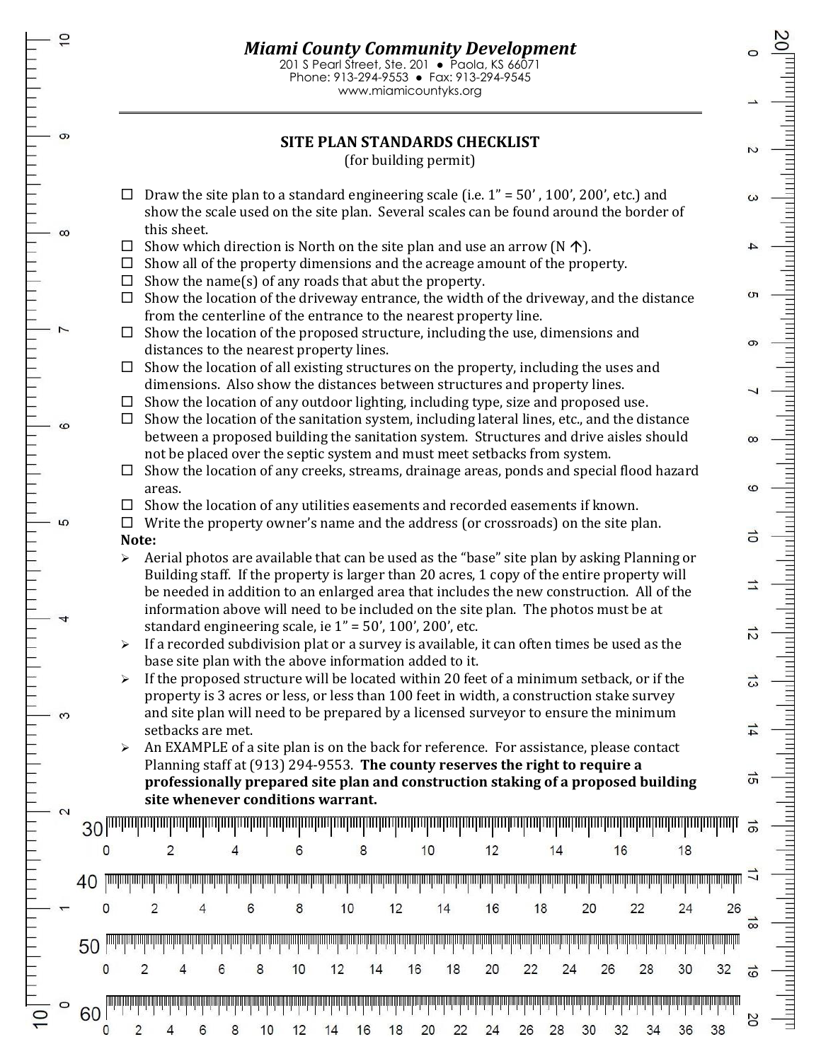# *Miami County Community Development*

201 S Pearl Street, Ste. 201 ● Paola, KS 66071
Phone: 913-294-9553 ● Fax: 913-294-9545
www.miamicountyks.org

---

## SITE PLAN STANDARDS CHECKLIST

(for building permit)

- ☐ Draw the site plan to a standard engineering scale (i.e. 1" = 50' , 100', 200', etc.) and show the scale used on the site plan. Several scales can be found around the border of this sheet.
- ☐ Show which direction is North on the site plan and use an arrow (N ↑).
- ☐ Show all of the property dimensions and the acreage amount of the property.
- ☐ Show the name(s) of any roads that abut the property.
- ☐ Show the location of the driveway entrance, the width of the driveway, and the distance from the centerline of the entrance to the nearest property line.
- ☐ Show the location of the proposed structure, including the use, dimensions and distances to the nearest property lines.
- ☐ Show the location of all existing structures on the property, including the uses and dimensions. Also show the distances between structures and property lines.
- ☐ Show the location of any outdoor lighting, including type, size and proposed use.
- ☐ Show the location of the sanitation system, including lateral lines, etc., and the distance between a proposed building the sanitation system. Structures and drive aisles should not be placed over the septic system and must meet setbacks from system.
- ☐ Show the location of any creeks, streams, drainage areas, ponds and special flood hazard areas.
- ☐ Show the location of any utilities easements and recorded easements if known.
- ☐ Write the property owner's name and the address (or crossroads) on the site plan.

**Note:**

- Aerial photos are available that can be used as the "base" site plan by asking Planning or Building staff. If the property is larger than 20 acres, 1 copy of the entire property will be needed in addition to an enlarged area that includes the new construction. All of the information above will need to be included on the site plan. The photos must be at standard engineering scale, ie 1" = 50', 100', 200', etc.
- If a recorded subdivision plat or a survey is available, it can often times be used as the base site plan with the above information added to it.
- If the proposed structure will be located within 20 feet of a minimum setback, or if the property is 3 acres or less, or less than 100 feet in width, a construction stake survey and site plan will need to be prepared by a licensed surveyor to ensure the minimum setbacks are met.
- An EXAMPLE of a site plan is on the back for reference. For assistance, please contact Planning staff at (913) 294-9553. **The county reserves the right to require a professionally prepared site plan and construction staking of a proposed building site whenever conditions warrant.**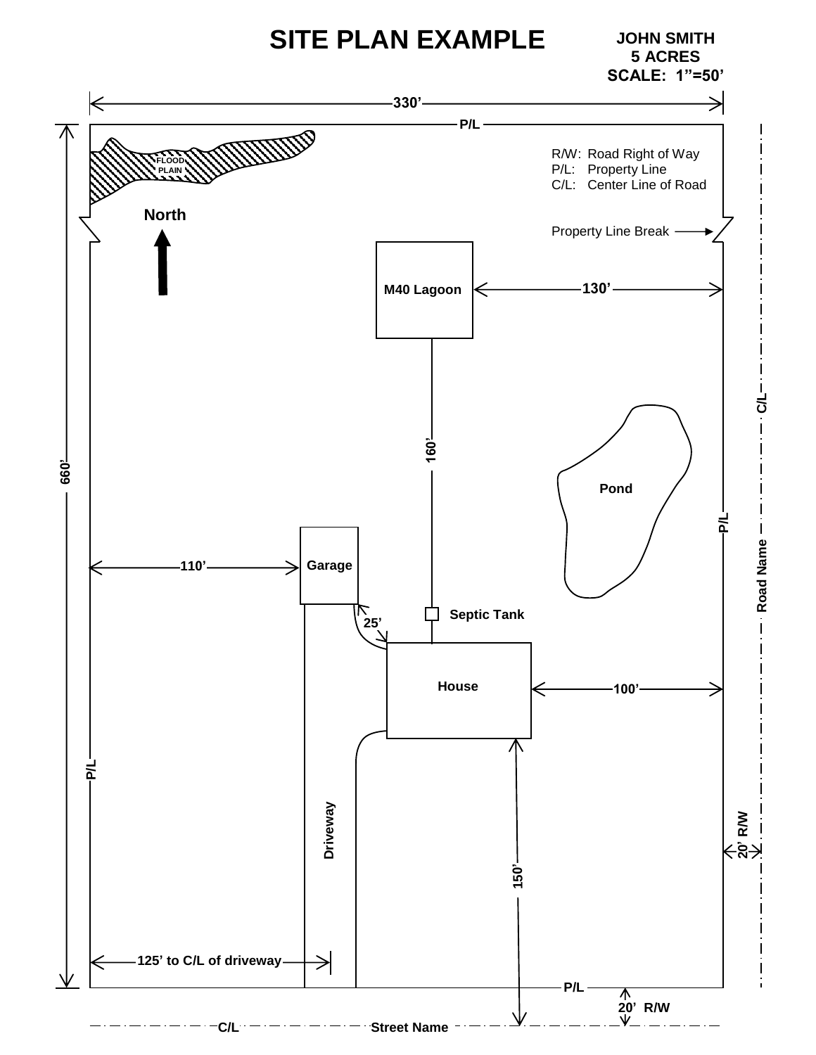# SITE PLAN EXAMPLE

**JOHN SMITH**
**5 ACRES**
**SCALE: 1"=50'**

R/W: Road Right of Way
P/L: Property Line
C/L: Center Line of Road

Property Line Break

330'

P/L

FLOOD PLAIN

North

M40 Lagoon

130'

160'

C/L

Pond

660'

P/L

Road Name

110'

Garage

Septic Tank

25'

House

100'

P/L

Driveway

150'

20' R/W

125' to C/L of driveway

P/L

20' R/W

C/L

Street Name